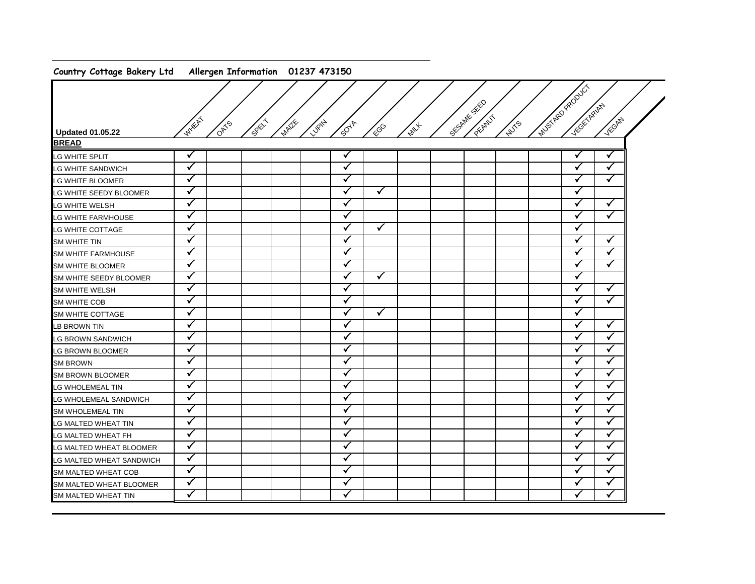**Country Cottage Bakery Ltd    Allergen Information    01237 473150**

| Updated 01.05.22 | WHEAT | OATS | SPELT | MAIZE | LUPIN | SOYA | EGG | MILK | SESAME SEED | PEANUT | NUTS | MUSTARD PRODUCT | VEGETARIAN | VEGAN |
|---|---|---|---|---|---|---|---|---|---|---|---|---|---|---|
| **BREAD** | | | | | | | | | | | | | | |
| LG WHITE SPLIT | ✓ | | | | | ✓ | | | | | | | ✓ | ✓ |
| LG WHITE SANDWICH | ✓ | | | | | ✓ | | | | | | | ✓ | ✓ |
| LG WHITE BLOOMER | ✓ | | | | | ✓ | | | | | | | ✓ | ✓ |
| LG WHITE SEEDY BLOOMER | ✓ | | | | | ✓ | ✓ | | | | | | ✓ | |
| LG WHITE WELSH | ✓ | | | | | ✓ | | | | | | | ✓ | ✓ |
| LG WHITE FARMHOUSE | ✓ | | | | | ✓ | | | | | | | ✓ | ✓ |
| LG WHITE COTTAGE | ✓ | | | | | ✓ | ✓ | | | | | | ✓ | |
| SM WHITE TIN | ✓ | | | | | ✓ | | | | | | | ✓ | ✓ |
| SM WHITE FARMHOUSE | ✓ | | | | | ✓ | | | | | | | ✓ | ✓ |
| SM WHITE BLOOMER | ✓ | | | | | ✓ | | | | | | | ✓ | ✓ |
| SM WHITE SEEDY BLOOMER | ✓ | | | | | ✓ | ✓ | | | | | | ✓ | |
| SM WHITE WELSH | ✓ | | | | | ✓ | | | | | | | ✓ | ✓ |
| SM WHITE COB | ✓ | | | | | ✓ | | | | | | | ✓ | ✓ |
| SM WHITE COTTAGE | ✓ | | | | | ✓ | ✓ | | | | | | ✓ | |
| LB BROWN TIN | ✓ | | | | | ✓ | | | | | | | ✓ | ✓ |
| LG BROWN SANDWICH | ✓ | | | | | ✓ | | | | | | | ✓ | ✓ |
| LG BROWN BLOOMER | ✓ | | | | | ✓ | | | | | | | ✓ | ✓ |
| SM BROWN | ✓ | | | | | ✓ | | | | | | | ✓ | ✓ |
| SM BROWN BLOOMER | ✓ | | | | | ✓ | | | | | | | ✓ | ✓ |
| LG WHOLEMEAL TIN | ✓ | | | | | ✓ | | | | | | | ✓ | ✓ |
| LG WHOLEMEAL SANDWICH | ✓ | | | | | ✓ | | | | | | | ✓ | ✓ |
| SM WHOLEMEAL TIN | ✓ | | | | | ✓ | | | | | | | ✓ | ✓ |
| LG MALTED WHEAT TIN | ✓ | | | | | ✓ | | | | | | | ✓ | ✓ |
| LG MALTED WHEAT FH | ✓ | | | | | ✓ | | | | | | | ✓ | ✓ |
| LG MALTED WHEAT BLOOMER | ✓ | | | | | ✓ | | | | | | | ✓ | ✓ |
| LG MALTED WHEAT SANDWICH | ✓ | | | | | ✓ | | | | | | | ✓ | ✓ |
| SM MALTED WHEAT COB | ✓ | | | | | ✓ | | | | | | | ✓ | ✓ |
| SM MALTED WHEAT BLOOMER | ✓ | | | | | ✓ | | | | | | | ✓ | ✓ |
| SM MALTED WHEAT TIN | ✓ | | | | | ✓ | | | | | | | ✓ | ✓ |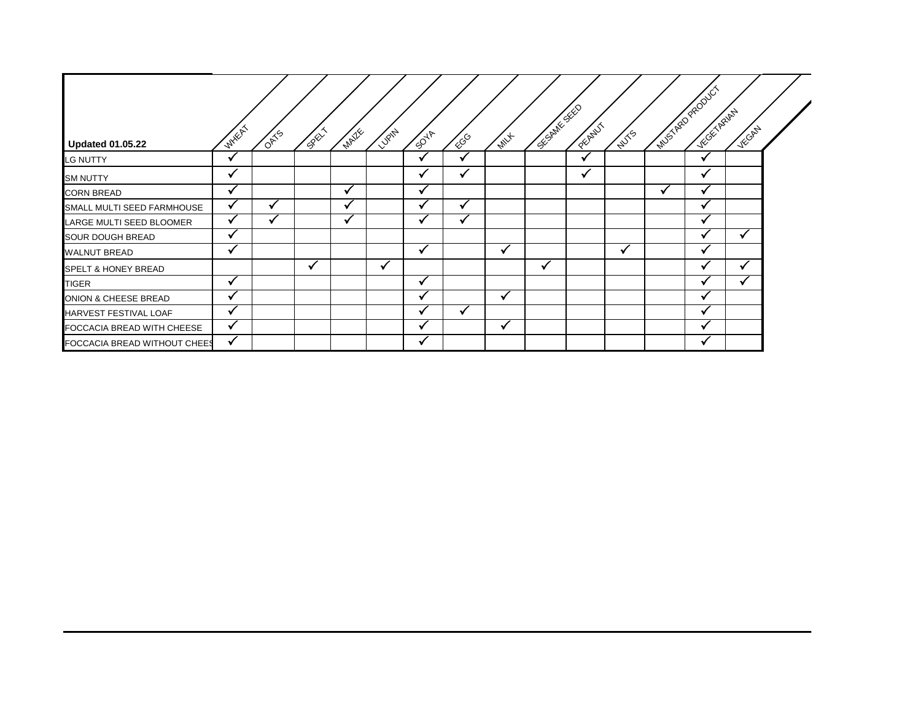| Updated 01.05.22 | WHEAT | OATS | SPELT | MAIZE | LUPIN | SOYA | EGG | MILK | SESAME SEED | PEANUT | NUTS | MUSTARD PRODUCT | VEGETARIAN | VEGAN |
|---|---|---|---|---|---|---|---|---|---|---|---|---|---|---|
| LG NUTTY | ✓ | | | | | ✓ | ✓ | | | ✓ | | | ✓ | |
| SM NUTTY | ✓ | | | | | ✓ | ✓ | | | ✓ | | | ✓ | |
| CORN BREAD | ✓ | | | ✓ | | ✓ | | | | | | ✓ | ✓ | |
| SMALL MULTI SEED FARMHOUSE | ✓ | ✓ | | ✓ | | ✓ | ✓ | | | | | | ✓ | |
| LARGE MULTI SEED BLOOMER | ✓ | ✓ | | ✓ | | ✓ | ✓ | | | | | | ✓ | |
| SOUR DOUGH BREAD | ✓ | | | | | | | | | | | | ✓ | ✓ |
| WALNUT BREAD | ✓ | | | | | ✓ | | ✓ | | | ✓ | | ✓ | |
| SPELT & HONEY BREAD | | | ✓ | | ✓ | | | | ✓ | | | | ✓ | ✓ |
| TIGER | ✓ | | | | | ✓ | | | | | | | ✓ | ✓ |
| ONION & CHEESE BREAD | ✓ | | | | | ✓ | | ✓ | | | | | ✓ | |
| HARVEST FESTIVAL LOAF | ✓ | | | | | ✓ | ✓ | | | | | | ✓ | |
| FOCCACIA BREAD WITH CHEESE | ✓ | | | | | ✓ | | ✓ | | | | | ✓ | |
| FOCCACIA BREAD WITHOUT CHEES | ✓ | | | | | ✓ | | | | | | | ✓ | |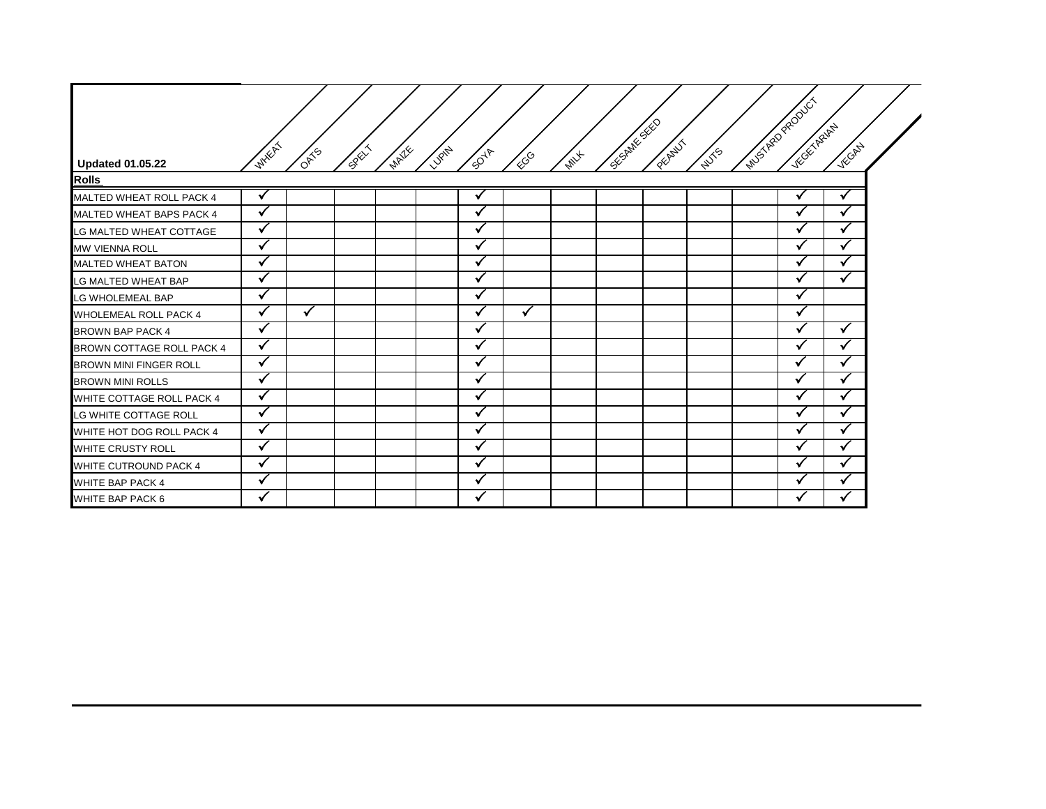| Updated 01.05.22 | WHEAT | OATS | SPELT | MAIZE | LUPIN | SOYA | EGG | MILK | SESAME SEED | PEANUT | NUTS | MUSTARD PRODUCT | VEGETARIAN | VEGAN |
|---|---|---|---|---|---|---|---|---|---|---|---|---|---|---|
| **Rolls** | | | | | | | | | | | | | | |
| MALTED WHEAT ROLL PACK 4 | ✓ | | | | | ✓ | | | | | | | ✓ | ✓ |
| MALTED WHEAT BAPS PACK 4 | ✓ | | | | | ✓ | | | | | | | ✓ | ✓ |
| LG MALTED WHEAT COTTAGE | ✓ | | | | | ✓ | | | | | | | ✓ | ✓ |
| MW VIENNA ROLL | ✓ | | | | | ✓ | | | | | | | ✓ | ✓ |
| MALTED WHEAT BATON | ✓ | | | | | ✓ | | | | | | | ✓ | ✓ |
| LG MALTED WHEAT BAP | ✓ | | | | | ✓ | | | | | | | ✓ | ✓ |
| LG WHOLEMEAL BAP | ✓ | | | | | ✓ | | | | | | | ✓ | |
| WHOLEMEAL ROLL PACK 4 | ✓ | ✓ | | | | ✓ | ✓ | | | | | | ✓ | |
| BROWN BAP PACK 4 | ✓ | | | | | ✓ | | | | | | | ✓ | ✓ |
| BROWN COTTAGE ROLL PACK 4 | ✓ | | | | | ✓ | | | | | | | ✓ | ✓ |
| BROWN MINI FINGER ROLL | ✓ | | | | | ✓ | | | | | | | ✓ | ✓ |
| BROWN MINI ROLLS | ✓ | | | | | ✓ | | | | | | | ✓ | ✓ |
| WHITE COTTAGE ROLL PACK 4 | ✓ | | | | | ✓ | | | | | | | ✓ | ✓ |
| LG WHITE COTTAGE ROLL | ✓ | | | | | ✓ | | | | | | | ✓ | ✓ |
| WHITE HOT DOG ROLL PACK 4 | ✓ | | | | | ✓ | | | | | | | ✓ | ✓ |
| WHITE CRUSTY ROLL | ✓ | | | | | ✓ | | | | | | | ✓ | ✓ |
| WHITE CUTROUND PACK 4 | ✓ | | | | | ✓ | | | | | | | ✓ | ✓ |
| WHITE BAP PACK 4 | ✓ | | | | | ✓ | | | | | | | ✓ | ✓ |
| WHITE BAP PACK 6 | ✓ | | | | | ✓ | | | | | | | ✓ | ✓ |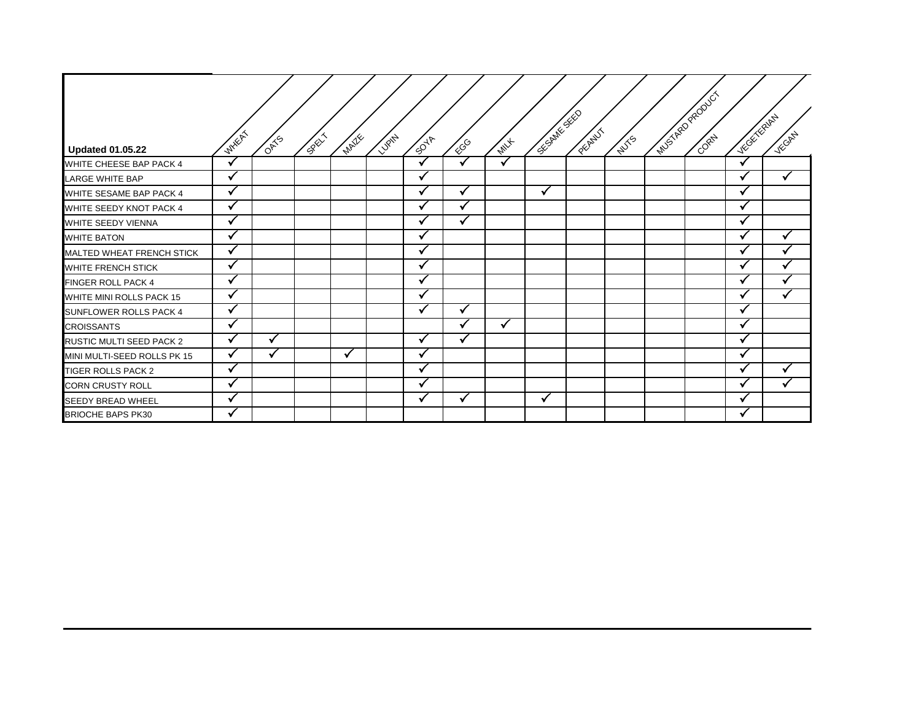| Updated 01.05.22 | WHEAT | OATS | SPELT | MAIZE | LUPIN | SOYA | EGG | MILK | SESAME SEED | PEANUT | NUTS | MUSTARD PRODUCT | CORN | VEGETERIAN | VEGAN |
|---|---|---|---|---|---|---|---|---|---|---|---|---|---|---|---|
| WHITE CHEESE BAP PACK 4 | ✓ | | | | | ✓ | ✓ | ✓ | | | | | | ✓ | |
| LARGE WHITE BAP | ✓ | | | | | ✓ | | | | | | | | ✓ | ✓ |
| WHITE SESAME BAP PACK 4 | ✓ | | | | | ✓ | ✓ | | ✓ | | | | | ✓ | |
| WHITE SEEDY KNOT PACK 4 | ✓ | | | | | ✓ | ✓ | | | | | | | ✓ | |
| WHITE SEEDY VIENNA | ✓ | | | | | ✓ | ✓ | | | | | | | ✓ | |
| WHITE BATON | ✓ | | | | | ✓ | | | | | | | | ✓ | ✓ |
| MALTED WHEAT FRENCH STICK | ✓ | | | | | ✓ | | | | | | | | ✓ | ✓ |
| WHITE FRENCH STICK | ✓ | | | | | ✓ | | | | | | | | ✓ | ✓ |
| FINGER ROLL PACK 4 | ✓ | | | | | ✓ | | | | | | | | ✓ | ✓ |
| WHITE MINI ROLLS PACK 15 | ✓ | | | | | ✓ | | | | | | | | ✓ | ✓ |
| SUNFLOWER ROLLS PACK 4 | ✓ | | | | | ✓ | ✓ | | | | | | | ✓ | |
| CROISSANTS | ✓ | | | | | | ✓ | ✓ | | | | | | ✓ | |
| RUSTIC MULTI SEED PACK 2 | ✓ | ✓ | | | | ✓ | ✓ | | | | | | | ✓ | |
| MINI MULTI-SEED ROLLS PK 15 | ✓ | ✓ | | ✓ | | ✓ | | | | | | | | ✓ | |
| TIGER ROLLS PACK 2 | ✓ | | | | | ✓ | | | | | | | | ✓ | ✓ |
| CORN CRUSTY ROLL | ✓ | | | | | ✓ | | | | | | | | ✓ | ✓ |
| SEEDY BREAD WHEEL | ✓ | | | | | ✓ | ✓ | | ✓ | | | | | ✓ | |
| BRIOCHE BAPS PK30 | ✓ | | | | | | | | | | | | | ✓ | |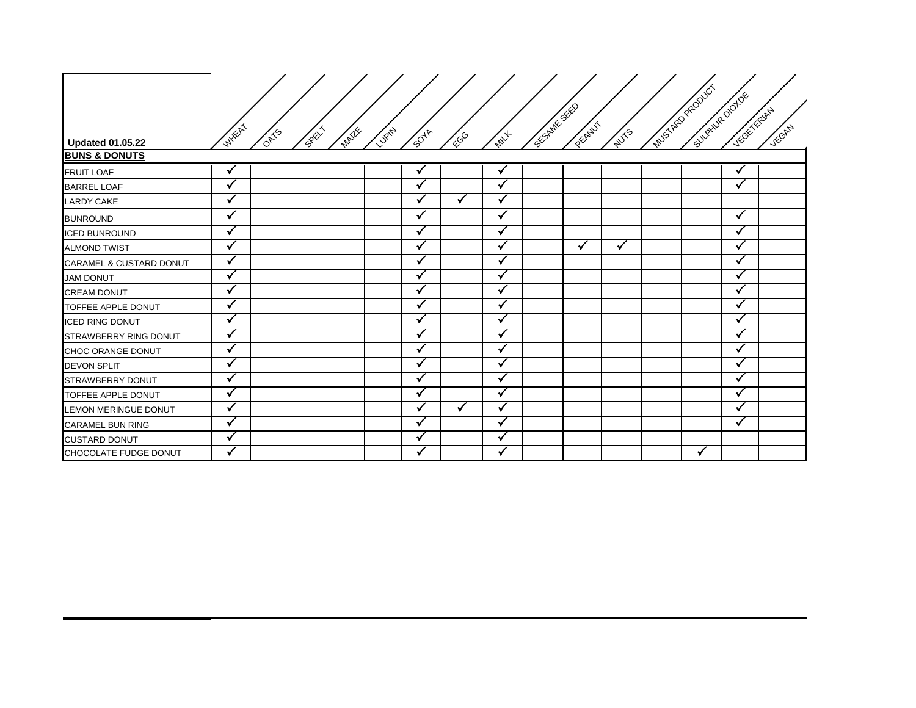| Updated 01.05.22 | WHEAT | OATS | SPELT | MAIZE | LUPIN | SOYA | EGG | MILK | SESAME SEED | PEANUT | NUTS | MUSTARD PRODUCT | SULPHUR DIOXIDE | VEGETERIAN | VEGAN |
|---|---|---|---|---|---|---|---|---|---|---|---|---|---|---|---|
| **BUNS & DONUTS** | | | | | | | | | | | | | | | |
| FRUIT LOAF | ✓ | | | | | ✓ | | ✓ | | | | | | ✓ | |
| BARREL LOAF | ✓ | | | | | ✓ | | ✓ | | | | | | ✓ | |
| LARDY CAKE | ✓ | | | | | ✓ | ✓ | ✓ | | | | | | | |
| BUNROUND | ✓ | | | | | ✓ | | ✓ | | | | | | ✓ | |
| ICED BUNROUND | ✓ | | | | | ✓ | | ✓ | | | | | | ✓ | |
| ALMOND TWIST | ✓ | | | | | ✓ | | ✓ | | ✓ | ✓ | | | ✓ | |
| CARAMEL & CUSTARD DONUT | ✓ | | | | | ✓ | | ✓ | | | | | | ✓ | |
| JAM DONUT | ✓ | | | | | ✓ | | ✓ | | | | | | ✓ | |
| CREAM DONUT | ✓ | | | | | ✓ | | ✓ | | | | | | ✓ | |
| TOFFEE APPLE DONUT | ✓ | | | | | ✓ | | ✓ | | | | | | ✓ | |
| ICED RING DONUT | ✓ | | | | | ✓ | | ✓ | | | | | | ✓ | |
| STRAWBERRY RING DONUT | ✓ | | | | | ✓ | | ✓ | | | | | | ✓ | |
| CHOC ORANGE DONUT | ✓ | | | | | ✓ | | ✓ | | | | | | ✓ | |
| DEVON SPLIT | ✓ | | | | | ✓ | | ✓ | | | | | | ✓ | |
| STRAWBERRY DONUT | ✓ | | | | | ✓ | | ✓ | | | | | | ✓ | |
| TOFFEE APPLE DONUT | ✓ | | | | | ✓ | | ✓ | | | | | | ✓ | |
| LEMON MERINGUE DONUT | ✓ | | | | | ✓ | ✓ | ✓ | | | | | | ✓ | |
| CARAMEL BUN RING | ✓ | | | | | ✓ | | ✓ | | | | | | ✓ | |
| CUSTARD DONUT | ✓ | | | | | ✓ | | ✓ | | | | | | | |
| CHOCOLATE FUDGE DONUT | ✓ | | | | | ✓ | | ✓ | | | | | ✓ | | |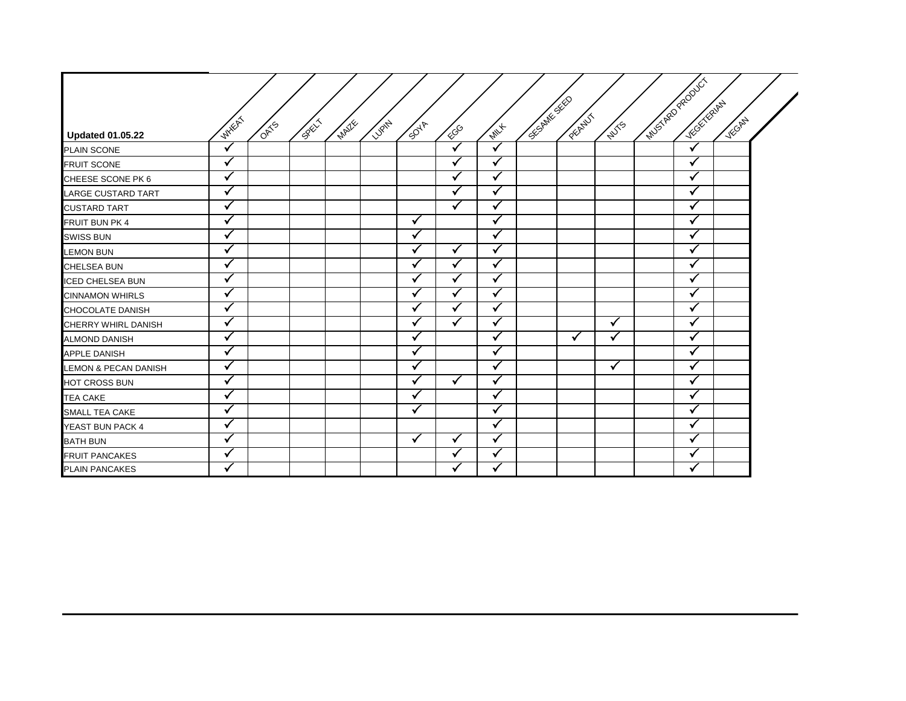| Updated 01.05.22 | WHEAT | OATS | SPELT | MAIZE | LUPIN | SOYA | EGG | MILK | SESAME SEED | PEANUT | NUTS | MUSTARD PRODUCT | VEGETERIAN | VEGAN |
|---|---|---|---|---|---|---|---|---|---|---|---|---|---|---|
| PLAIN SCONE | ✓ | | | | | | ✓ | ✓ | | | | | ✓ | |
| FRUIT SCONE | ✓ | | | | | | ✓ | ✓ | | | | | ✓ | |
| CHEESE SCONE PK 6 | ✓ | | | | | | ✓ | ✓ | | | | | ✓ | |
| LARGE CUSTARD TART | ✓ | | | | | | ✓ | ✓ | | | | | ✓ | |
| CUSTARD TART | ✓ | | | | | | ✓ | ✓ | | | | | ✓ | |
| FRUIT BUN PK 4 | ✓ | | | | | ✓ | | ✓ | | | | | ✓ | |
| SWISS BUN | ✓ | | | | | ✓ | | ✓ | | | | | ✓ | |
| LEMON BUN | ✓ | | | | | ✓ | ✓ | ✓ | | | | | ✓ | |
| CHELSEA BUN | ✓ | | | | | ✓ | ✓ | ✓ | | | | | ✓ | |
| ICED CHELSEA BUN | ✓ | | | | | ✓ | ✓ | ✓ | | | | | ✓ | |
| CINNAMON WHIRLS | ✓ | | | | | ✓ | ✓ | ✓ | | | | | ✓ | |
| CHOCOLATE DANISH | ✓ | | | | | ✓ | ✓ | ✓ | | | | | ✓ | |
| CHERRY WHIRL DANISH | ✓ | | | | | ✓ | ✓ | ✓ | | | ✓ | | ✓ | |
| ALMOND DANISH | ✓ | | | | | ✓ | | ✓ | | ✓ | ✓ | | ✓ | |
| APPLE DANISH | ✓ | | | | | ✓ | | ✓ | | | | | ✓ | |
| LEMON & PECAN DANISH | ✓ | | | | | ✓ | | ✓ | | | ✓ | | ✓ | |
| HOT CROSS BUN | ✓ | | | | | ✓ | ✓ | ✓ | | | | | ✓ | |
| TEA CAKE | ✓ | | | | | ✓ | | ✓ | | | | | ✓ | |
| SMALL TEA CAKE | ✓ | | | | | ✓ | | ✓ | | | | | ✓ | |
| YEAST BUN PACK 4 | ✓ | | | | | | | ✓ | | | | | ✓ | |
| BATH BUN | ✓ | | | | | ✓ | ✓ | ✓ | | | | | ✓ | |
| FRUIT PANCAKES | ✓ | | | | | | ✓ | ✓ | | | | | ✓ | |
| PLAIN PANCAKES | ✓ | | | | | | ✓ | ✓ | | | | | ✓ | |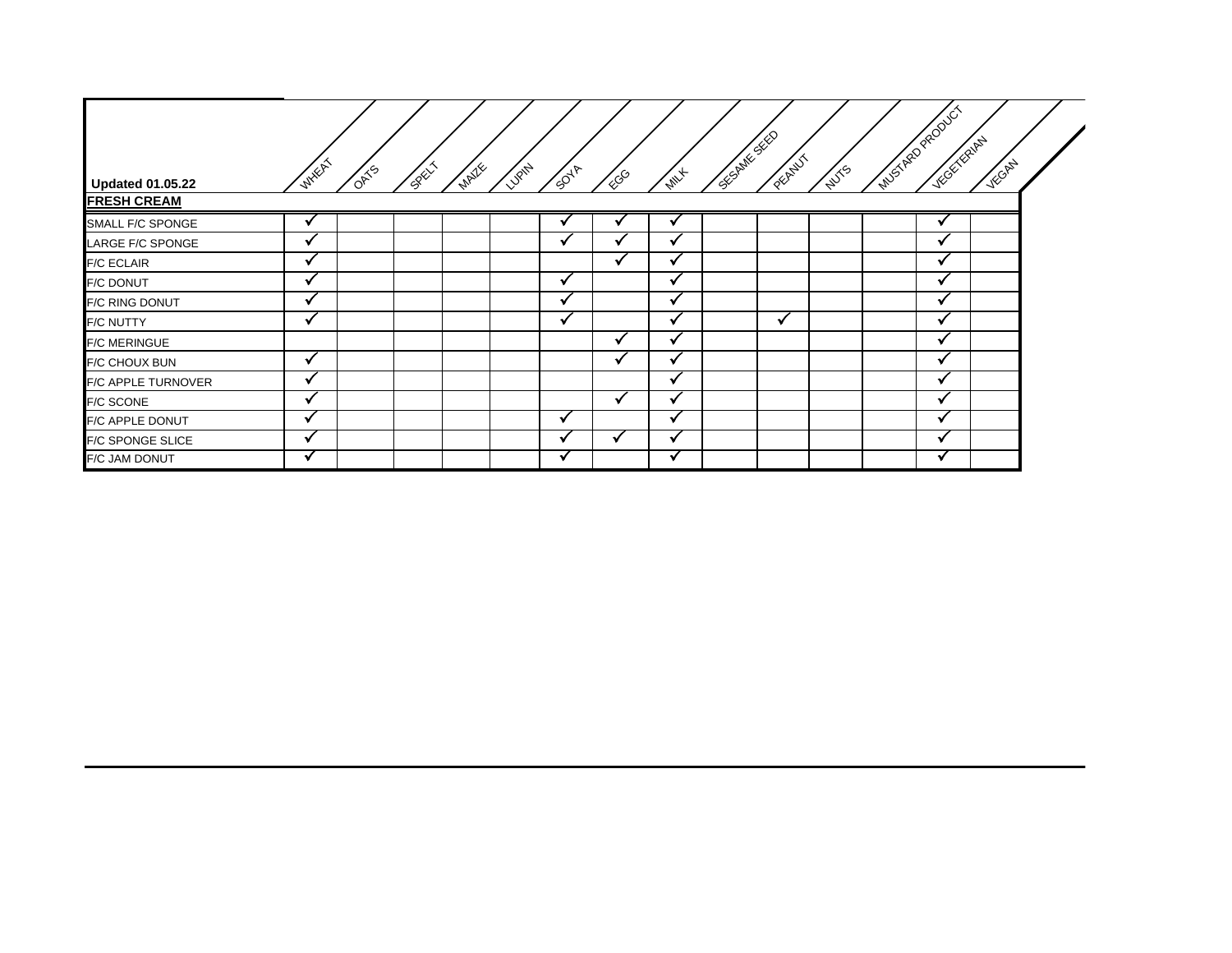| Updated 01.05.22 | WHEAT | OATS | SPELT | MAIZE | LUPIN | SOYA | EGG | MILK | SESAME SEED | PEANUT | NUTS | MUSTARD PRODUCT | VEGETERIAN | VEGAN |
|---|---|---|---|---|---|---|---|---|---|---|---|---|---|---|
| **FRESH CREAM** | | | | | | | | | | | | | | |
| SMALL F/C SPONGE | ✓ | | | | | ✓ | ✓ | ✓ | | | | | ✓ | |
| LARGE F/C SPONGE | ✓ | | | | | ✓ | ✓ | ✓ | | | | | ✓ | |
| F/C ECLAIR | ✓ | | | | | | ✓ | ✓ | | | | | ✓ | |
| F/C DONUT | ✓ | | | | | ✓ | | ✓ | | | | | ✓ | |
| F/C RING DONUT | ✓ | | | | | ✓ | | ✓ | | | | | ✓ | |
| F/C NUTTY | ✓ | | | | | ✓ | | ✓ | | ✓ | | | ✓ | |
| F/C MERINGUE | | | | | | | ✓ | ✓ | | | | | ✓ | |
| F/C CHOUX BUN | ✓ | | | | | | ✓ | ✓ | | | | | ✓ | |
| F/C APPLE TURNOVER | ✓ | | | | | | | ✓ | | | | | ✓ | |
| F/C SCONE | ✓ | | | | | | ✓ | ✓ | | | | | ✓ | |
| F/C APPLE DONUT | ✓ | | | | | ✓ | | ✓ | | | | | ✓ | |
| F/C SPONGE SLICE | ✓ | | | | | ✓ | ✓ | ✓ | | | | | ✓ | |
| F/C JAM DONUT | ✓ | | | | | ✓ | | ✓ | | | | | ✓ | |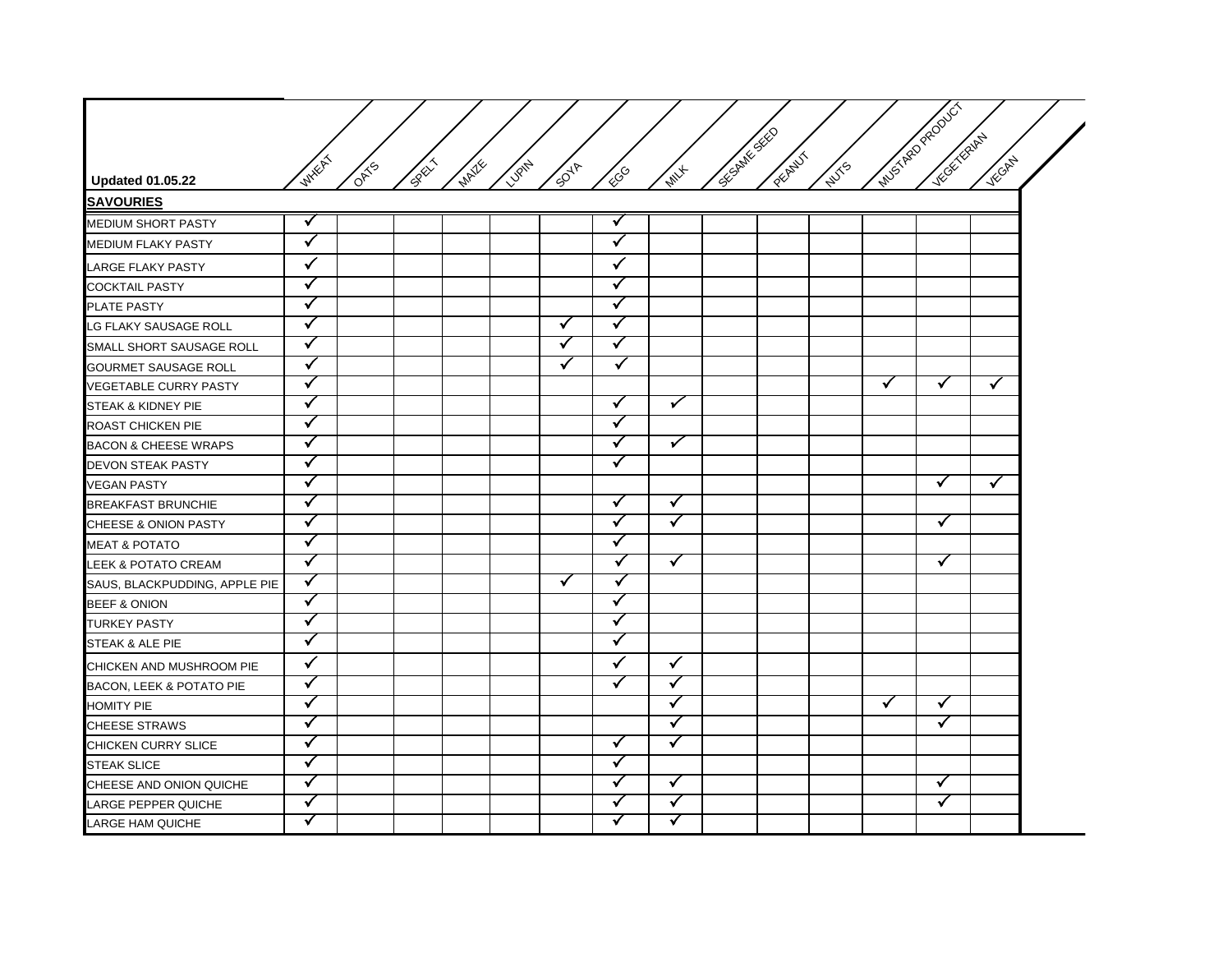| Updated 01.05.22 | WHEAT | OATS | SPELT | MAIZE | LUPIN | SOYA | EGG | MILK | SESAME SEED | PEANUT | NUTS | MUSTARD PRODUCT | VEGETERIAN | VEGAN |
|---|---|---|---|---|---|---|---|---|---|---|---|---|---|---|
| **SAVOURIES** | | | | | | | | | | | | | | |
| MEDIUM SHORT PASTY | ✓ | | | | | | ✓ | | | | | | | |
| MEDIUM FLAKY PASTY | ✓ | | | | | | ✓ | | | | | | | |
| LARGE FLAKY PASTY | ✓ | | | | | | ✓ | | | | | | | |
| COCKTAIL PASTY | ✓ | | | | | | ✓ | | | | | | | |
| PLATE PASTY | ✓ | | | | | | ✓ | | | | | | | |
| LG FLAKY SAUSAGE ROLL | ✓ | | | | | ✓ | ✓ | | | | | | | |
| SMALL SHORT SAUSAGE ROLL | ✓ | | | | | ✓ | ✓ | | | | | | | |
| GOURMET SAUSAGE ROLL | ✓ | | | | | ✓ | ✓ | | | | | | | |
| VEGETABLE CURRY PASTY | ✓ | | | | | | | | | | | ✓ | ✓ | ✓ |
| STEAK & KIDNEY PIE | ✓ | | | | | | ✓ | ✓ | | | | | | |
| ROAST CHICKEN PIE | ✓ | | | | | | ✓ | | | | | | | |
| BACON & CHEESE WRAPS | ✓ | | | | | | ✓ | ✓ | | | | | | |
| DEVON STEAK PASTY | ✓ | | | | | | ✓ | | | | | | | |
| VEGAN PASTY | ✓ | | | | | | | | | | | | ✓ | ✓ |
| BREAKFAST BRUNCHIE | ✓ | | | | | | ✓ | ✓ | | | | | | |
| CHEESE & ONION PASTY | ✓ | | | | | | ✓ | ✓ | | | | | ✓ | |
| MEAT & POTATO | ✓ | | | | | | ✓ | | | | | | | |
| LEEK & POTATO CREAM | ✓ | | | | | | ✓ | ✓ | | | | | ✓ | |
| SAUS, BLACKPUDDING, APPLE PIE | ✓ | | | | | ✓ | ✓ | | | | | | | |
| BEEF & ONION | ✓ | | | | | | ✓ | | | | | | | |
| TURKEY PASTY | ✓ | | | | | | ✓ | | | | | | | |
| STEAK & ALE PIE | ✓ | | | | | | ✓ | | | | | | | |
| CHICKEN AND MUSHROOM PIE | ✓ | | | | | | ✓ | ✓ | | | | | | |
| BACON, LEEK & POTATO PIE | ✓ | | | | | | ✓ | ✓ | | | | | | |
| HOMITY PIE | ✓ | | | | | | | ✓ | | | | ✓ | ✓ | |
| CHEESE STRAWS | ✓ | | | | | | | ✓ | | | | | ✓ | |
| CHICKEN CURRY SLICE | ✓ | | | | | | ✓ | ✓ | | | | | | |
| STEAK SLICE | ✓ | | | | | | ✓ | | | | | | | |
| CHEESE AND ONION QUICHE | ✓ | | | | | | ✓ | ✓ | | | | | ✓ | |
| LARGE PEPPER QUICHE | ✓ | | | | | | ✓ | ✓ | | | | | ✓ | |
| LARGE HAM QUICHE | ✓ | | | | | | ✓ | ✓ | | | | | | |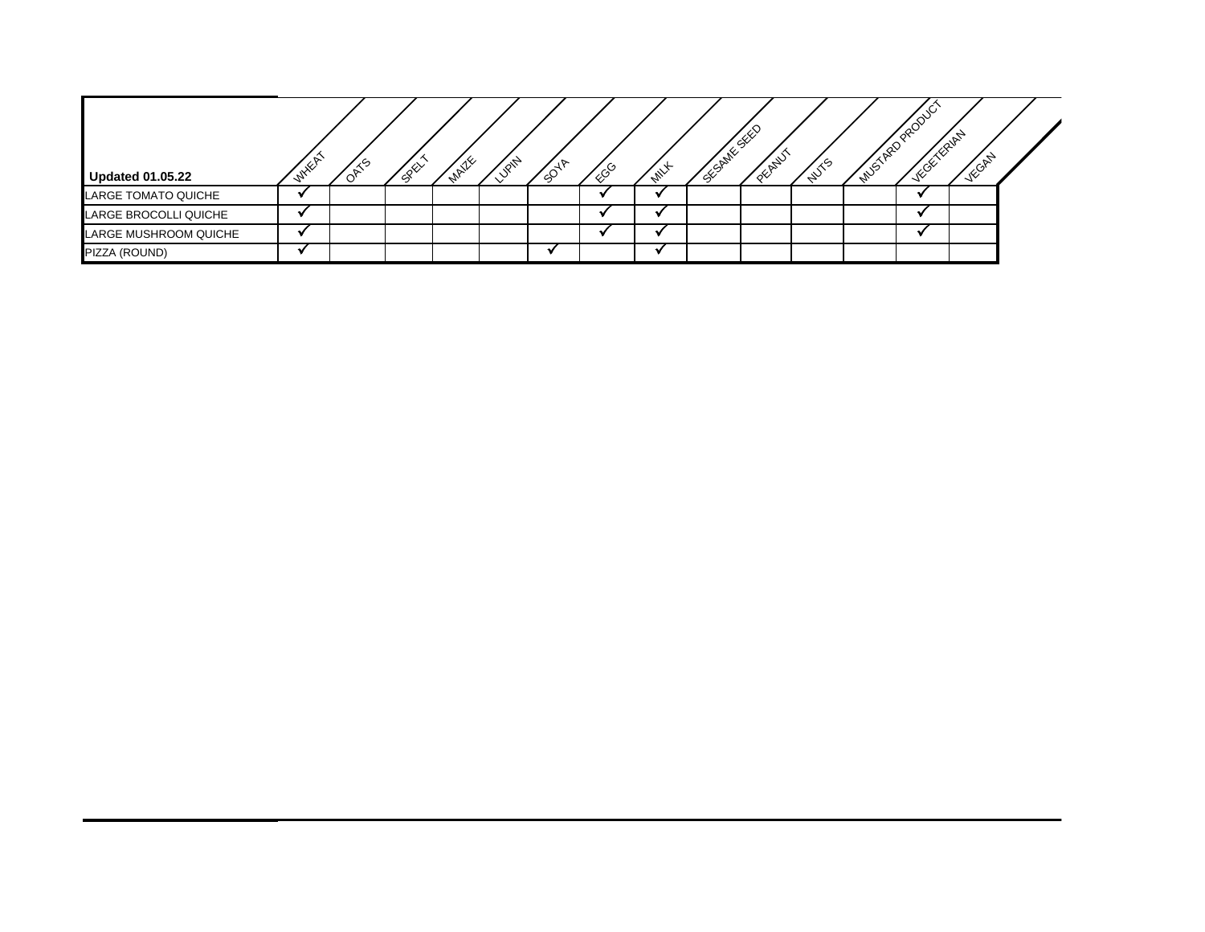| Updated 01.05.22 | WHEAT | OATS | SPELT | MAIZE | LUPIN | SOYA | EGG | MILK | SESAME SEED | PEANUT | NUTS | MUSTARD PRODUCT | VEGETERIAN | VEGAN |
|---|---|---|---|---|---|---|---|---|---|---|---|---|---|---|
| LARGE TOMATO QUICHE | ✓ | | | | | | ✓ | ✓ | | | | | ✓ | |
| LARGE BROCOLLI QUICHE | ✓ | | | | | | ✓ | ✓ | | | | | ✓ | |
| LARGE MUSHROOM QUICHE | ✓ | | | | | | ✓ | ✓ | | | | | ✓ | |
| PIZZA (ROUND) | ✓ | | | | | ✓ | | ✓ | | | | | | |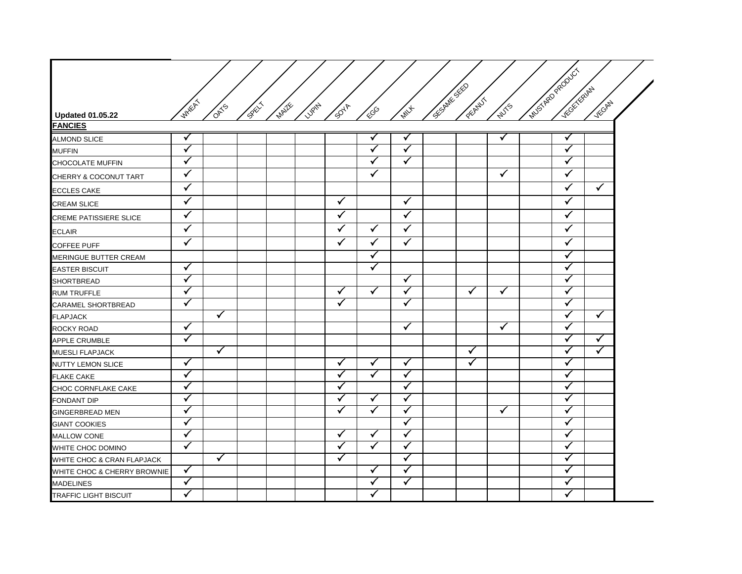| Updated 01.05.22 | WHEAT | OATS | SPELT | MAIZE | LUPIN | SOYA | EGG | MILK | SESAME SEED | PEANUT | NUTS | MUSTARD PRODUCT | VEGETERIAN | VEGAN |
|---|---|---|---|---|---|---|---|---|---|---|---|---|---|---|
| **FANCIES** | | | | | | | | | | | | | | |
| ALMOND SLICE | ✓ | | | | | | ✓ | ✓ | | | ✓ | | ✓ | |
| MUFFIN | ✓ | | | | | | ✓ | ✓ | | | | | ✓ | |
| CHOCOLATE MUFFIN | ✓ | | | | | | ✓ | ✓ | | | | | ✓ | |
| CHERRY & COCONUT TART | ✓ | | | | | | ✓ | | | | ✓ | | ✓ | |
| ECCLES CAKE | ✓ | | | | | | | | | | | | ✓ | ✓ |
| CREAM SLICE | ✓ | | | | | ✓ | | ✓ | | | | | ✓ | |
| CREME PATISSIERE SLICE | ✓ | | | | | ✓ | | ✓ | | | | | ✓ | |
| ECLAIR | ✓ | | | | | ✓ | ✓ | ✓ | | | | | ✓ | |
| COFFEE PUFF | ✓ | | | | | ✓ | ✓ | ✓ | | | | | ✓ | |
| MERINGUE BUTTER CREAM | | | | | | | ✓ | | | | | | ✓ | |
| EASTER BISCUIT | ✓ | | | | | | ✓ | | | | | | ✓ | |
| SHORTBREAD | ✓ | | | | | | | ✓ | | | | | ✓ | |
| RUM TRUFFLE | ✓ | | | | | ✓ | ✓ | ✓ | | ✓ | ✓ | | ✓ | |
| CARAMEL SHORTBREAD | ✓ | | | | | ✓ | | ✓ | | | | | ✓ | |
| FLAPJACK | | ✓ | | | | | | | | | | | ✓ | ✓ |
| ROCKY ROAD | ✓ | | | | | | | ✓ | | | ✓ | | ✓ | |
| APPLE CRUMBLE | ✓ | | | | | | | | | | | | ✓ | ✓ |
| MUESLI FLAPJACK | | ✓ | | | | | | | | ✓ | | | ✓ | ✓ |
| NUTTY LEMON SLICE | ✓ | | | | | ✓ | ✓ | ✓ | | ✓ | | | ✓ | |
| FLAKE CAKE | ✓ | | | | | ✓ | ✓ | ✓ | | | | | ✓ | |
| CHOC CORNFLAKE CAKE | ✓ | | | | | ✓ | | ✓ | | | | | ✓ | |
| FONDANT DIP | ✓ | | | | | ✓ | ✓ | ✓ | | | | | ✓ | |
| GINGERBREAD MEN | ✓ | | | | | ✓ | ✓ | ✓ | | | ✓ | | ✓ | |
| GIANT COOKIES | ✓ | | | | | | | ✓ | | | | | ✓ | |
| MALLOW CONE | ✓ | | | | | ✓ | ✓ | ✓ | | | | | ✓ | |
| WHITE CHOC DOMINO | ✓ | | | | | ✓ | ✓ | ✓ | | | | | ✓ | |
| WHITE CHOC & CRAN FLAPJACK | | ✓ | | | | ✓ | | ✓ | | | | | ✓ | |
| WHITE CHOC & CHERRY BROWNIE | ✓ | | | | | | ✓ | ✓ | | | | | ✓ | |
| MADELINES | ✓ | | | | | | ✓ | ✓ | | | | | ✓ | |
| TRAFFIC LIGHT BISCUIT | ✓ | | | | | | ✓ | | | | | | ✓ | |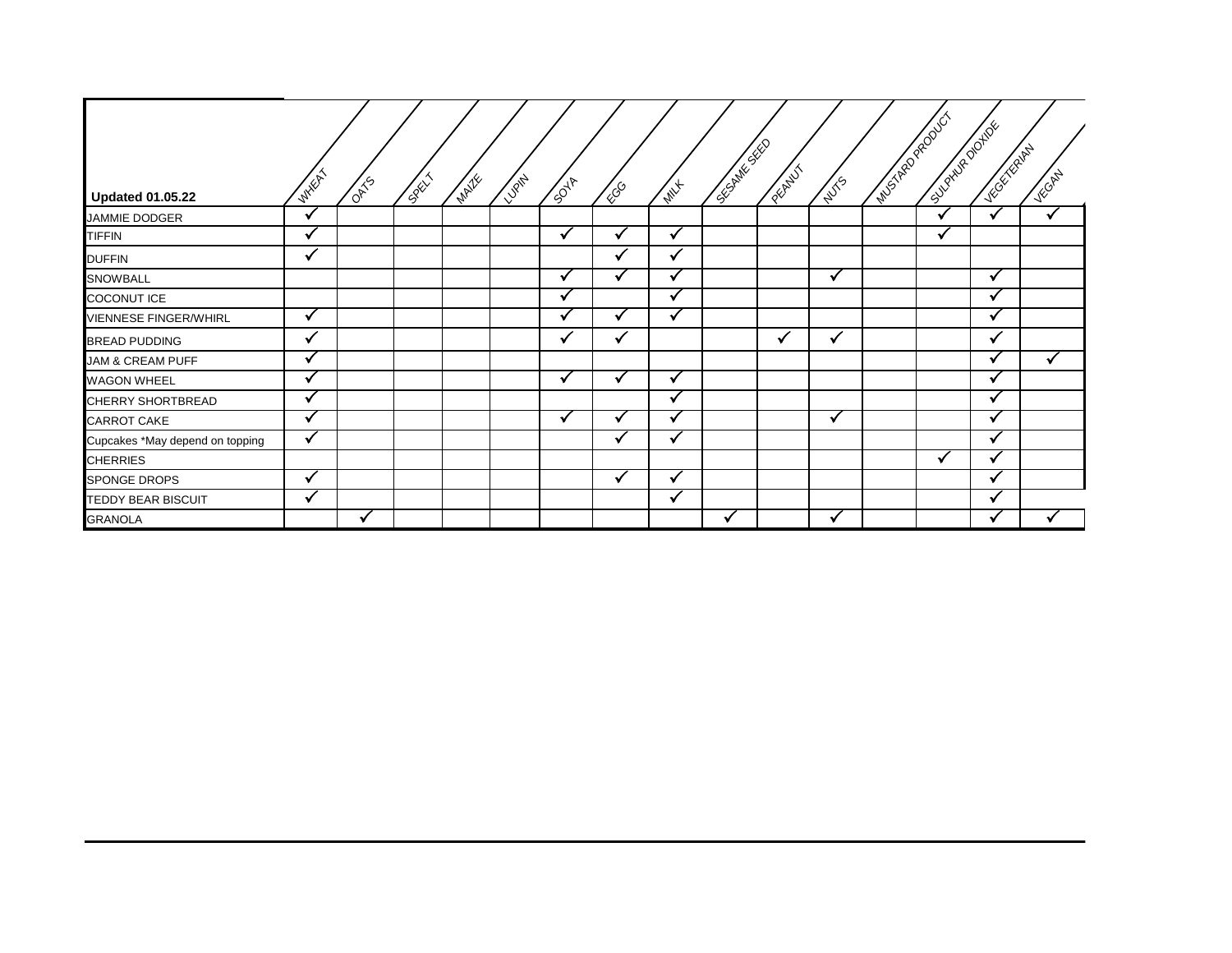| Updated 01.05.22 | WHEAT | OATS | SPELT | MAIZE | LUPIN | SOYA | EGG | MILK | SESAME SEED | PEANUT | NUTS | MUSTARD PRODUCT | SULPHUR DIOXIDE | VEGETERIAN | VEGAN |
|---|---|---|---|---|---|---|---|---|---|---|---|---|---|---|---|
| JAMMIE DODGER | ✓ | | | | | | | | | | | | ✓ | ✓ | ✓ |
| TIFFIN | ✓ | | | | | ✓ | ✓ | ✓ | | | | | ✓ | | |
| DUFFIN | ✓ | | | | | | ✓ | ✓ | | | | | | | |
| SNOWBALL | | | | | | ✓ | ✓ | ✓ | | | ✓ | | | ✓ | |
| COCONUT ICE | | | | | | ✓ | | ✓ | | | | | | ✓ | |
| VIENNESE FINGER/WHIRL | ✓ | | | | | ✓ | ✓ | ✓ | | | | | | ✓ | |
| BREAD PUDDING | ✓ | | | | | ✓ | ✓ | | | ✓ | ✓ | | | ✓ | |
| JAM & CREAM PUFF | ✓ | | | | | | | | | | | | | ✓ | ✓ |
| WAGON WHEEL | ✓ | | | | | ✓ | ✓ | ✓ | | | | | | ✓ | |
| CHERRY SHORTBREAD | ✓ | | | | | | | ✓ | | | | | | ✓ | |
| CARROT CAKE | ✓ | | | | | ✓ | ✓ | ✓ | | | ✓ | | | ✓ | |
| Cupcakes *May depend on topping | ✓ | | | | | | ✓ | ✓ | | | | | | ✓ | |
| CHERRIES | | | | | | | | | | | | | ✓ | ✓ | |
| SPONGE DROPS | ✓ | | | | | | ✓ | ✓ | | | | | | ✓ | |
| TEDDY BEAR BISCUIT | ✓ | | | | | | | ✓ | | | | | | ✓ | |
| GRANOLA | | ✓ | | | | | | | ✓ | | ✓ | | | ✓ | ✓ |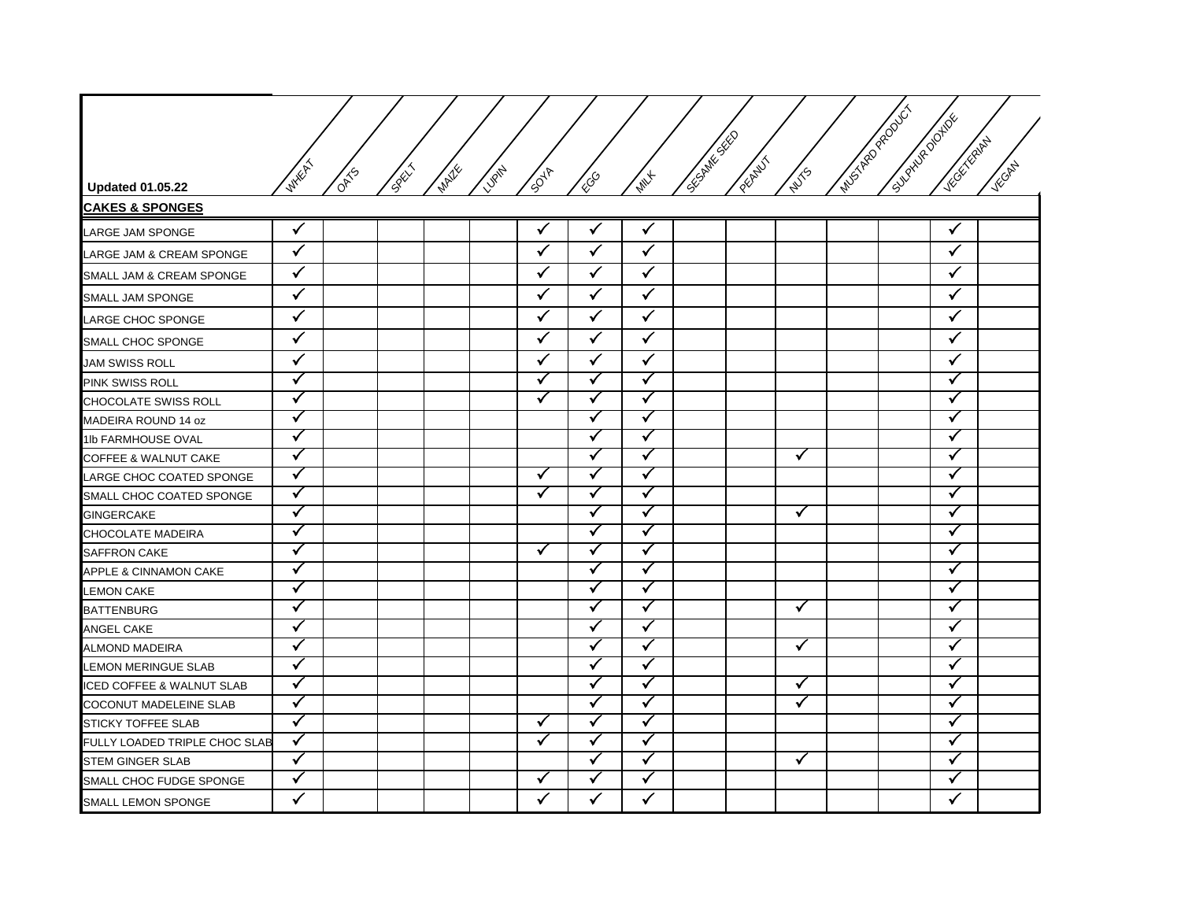| Updated 01.05.22 | WHEAT | OATS | SPELT | MAIZE | LUPIN | SOYA | EGG | MILK | SESAME SEED | PEANUT | NUTS | MUSTARD PRODUCT | SULPHUR DIOXIDE | VEGETERIAN | VEGAN |
|---|---|---|---|---|---|---|---|---|---|---|---|---|---|---|---|
| **CAKES & SPONGES** | | | | | | | | | | | | | | | |
| LARGE JAM SPONGE | ✓ | | | | | ✓ | ✓ | ✓ | | | | | | ✓ | |
| LARGE JAM & CREAM SPONGE | ✓ | | | | | ✓ | ✓ | ✓ | | | | | | ✓ | |
| SMALL JAM & CREAM SPONGE | ✓ | | | | | ✓ | ✓ | ✓ | | | | | | ✓ | |
| SMALL JAM SPONGE | ✓ | | | | | ✓ | ✓ | ✓ | | | | | | ✓ | |
| LARGE CHOC SPONGE | ✓ | | | | | ✓ | ✓ | ✓ | | | | | | ✓ | |
| SMALL CHOC SPONGE | ✓ | | | | | ✓ | ✓ | ✓ | | | | | | ✓ | |
| JAM SWISS ROLL | ✓ | | | | | ✓ | ✓ | ✓ | | | | | | ✓ | |
| PINK SWISS ROLL | ✓ | | | | | ✓ | ✓ | ✓ | | | | | | ✓ | |
| CHOCOLATE SWISS ROLL | ✓ | | | | | ✓ | ✓ | ✓ | | | | | | ✓ | |
| MADEIRA ROUND 14 oz | ✓ | | | | | | ✓ | ✓ | | | | | | ✓ | |
| 1lb FARMHOUSE OVAL | ✓ | | | | | | ✓ | ✓ | | | | | | ✓ | |
| COFFEE & WALNUT CAKE | ✓ | | | | | | ✓ | ✓ | | | ✓ | | | ✓ | |
| LARGE CHOC COATED SPONGE | ✓ | | | | | ✓ | ✓ | ✓ | | | | | | ✓ | |
| SMALL CHOC COATED SPONGE | ✓ | | | | | ✓ | ✓ | ✓ | | | | | | ✓ | |
| GINGERCAKE | ✓ | | | | | | ✓ | ✓ | | | ✓ | | | ✓ | |
| CHOCOLATE MADEIRA | ✓ | | | | | | ✓ | ✓ | | | | | | ✓ | |
| SAFFRON CAKE | ✓ | | | | | ✓ | ✓ | ✓ | | | | | | ✓ | |
| APPLE & CINNAMON CAKE | ✓ | | | | | | ✓ | ✓ | | | | | | ✓ | |
| LEMON CAKE | ✓ | | | | | | ✓ | ✓ | | | | | | ✓ | |
| BATTENBURG | ✓ | | | | | | ✓ | ✓ | | | ✓ | | | ✓ | |
| ANGEL CAKE | ✓ | | | | | | ✓ | ✓ | | | | | | ✓ | |
| ALMOND MADEIRA | ✓ | | | | | | ✓ | ✓ | | | ✓ | | | ✓ | |
| LEMON MERINGUE SLAB | ✓ | | | | | | ✓ | ✓ | | | | | | ✓ | |
| ICED COFFEE & WALNUT SLAB | ✓ | | | | | | ✓ | ✓ | | | ✓ | | | ✓ | |
| COCONUT MADELEINE SLAB | ✓ | | | | | | ✓ | ✓ | | | ✓ | | | ✓ | |
| STICKY TOFFEE SLAB | ✓ | | | | | ✓ | ✓ | ✓ | | | | | | ✓ | |
| FULLY LOADED TRIPLE CHOC SLAB | ✓ | | | | | ✓ | ✓ | ✓ | | | | | | ✓ | |
| STEM GINGER SLAB | ✓ | | | | | | ✓ | ✓ | | | ✓ | | | ✓ | |
| SMALL CHOC FUDGE SPONGE | ✓ | | | | | ✓ | ✓ | ✓ | | | | | | ✓ | |
| SMALL LEMON SPONGE | ✓ | | | | | ✓ | ✓ | ✓ | | | | | | ✓ | |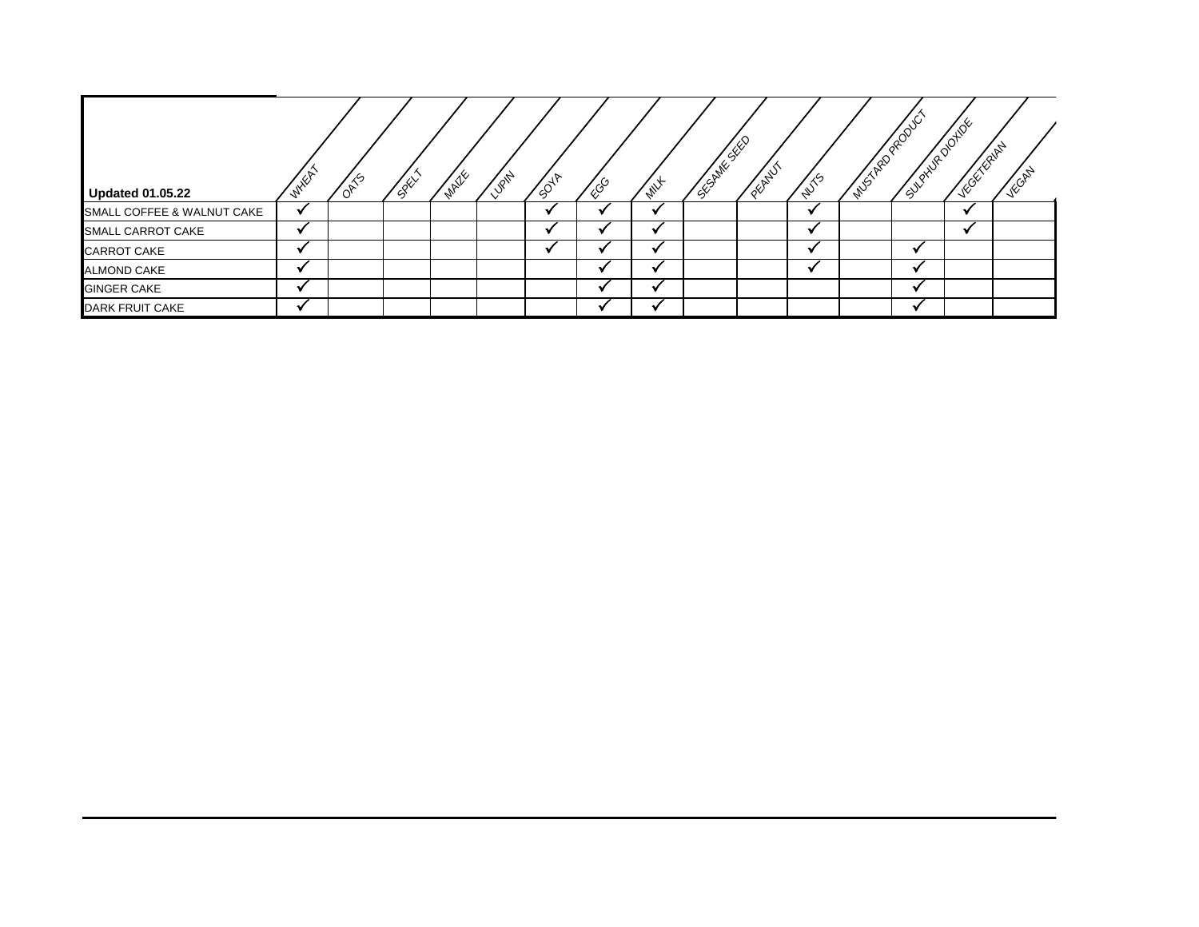| Updated 01.05.22 | WHEAT | OATS | SPELT | MAIZE | LUPIN | SOYA | EGG | MILK | SESAME SEED | PEANUT | NUTS | MUSTARD PRODUCT | SULPHUR DIOXIDE | VEGETERIAN | VEGAN |
|---|---|---|---|---|---|---|---|---|---|---|---|---|---|---|---|
| SMALL COFFEE & WALNUT CAKE | ✓ | | | | | ✓ | ✓ | ✓ | | | ✓ | | | ✓ | |
| SMALL CARROT CAKE | ✓ | | | | | ✓ | ✓ | ✓ | | | ✓ | | | ✓ | |
| CARROT CAKE | ✓ | | | | | ✓ | ✓ | ✓ | | | ✓ | | ✓ | | |
| ALMOND CAKE | ✓ | | | | | | ✓ | ✓ | | | ✓ | | ✓ | | |
| GINGER CAKE | ✓ | | | | | | ✓ | ✓ | | | | | ✓ | | |
| DARK FRUIT CAKE | ✓ | | | | | | ✓ | ✓ | | | | | ✓ | | |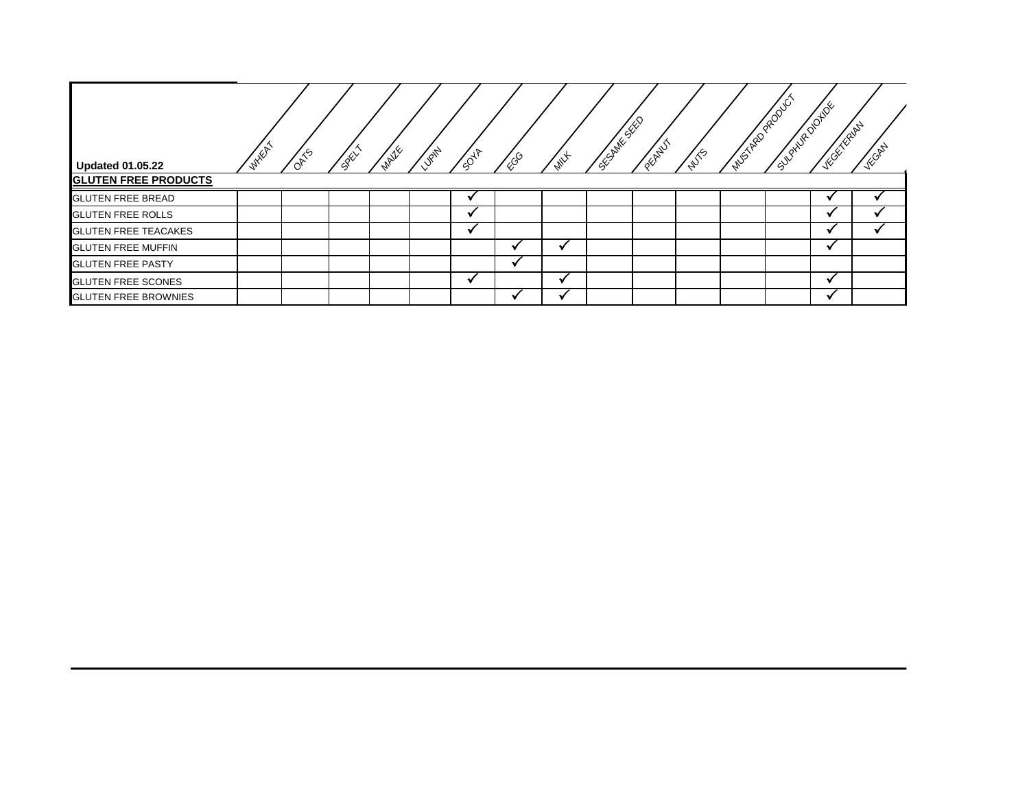| Updated 01.05.22 | WHEAT | OATS | SPELT | MAIZE | LUPIN | SOYA | EGG | MILK | SESAME SEED | PEANUT | NUTS | MUSTARD PRODUCT | SULPHUR DIOXIDE | VEGETERIAN | VEGAN |
|---|---|---|---|---|---|---|---|---|---|---|---|---|---|---|---|
| **GLUTEN FREE PRODUCTS** | | | | | | | | | | | | | | | |
| GLUTEN FREE BREAD | | | | | | ✓ | | | | | | | | ✓ | ✓ |
| GLUTEN FREE ROLLS | | | | | | ✓ | | | | | | | | ✓ | ✓ |
| GLUTEN FREE TEACAKES | | | | | | ✓ | | | | | | | | ✓ | ✓ |
| GLUTEN FREE MUFFIN | | | | | | | ✓ | ✓ | | | | | | ✓ | |
| GLUTEN FREE PASTY | | | | | | | ✓ | | | | | | | | |
| GLUTEN FREE SCONES | | | | | | ✓ | | ✓ | | | | | | ✓ | |
| GLUTEN FREE BROWNIES | | | | | | | ✓ | ✓ | | | | | | ✓ | |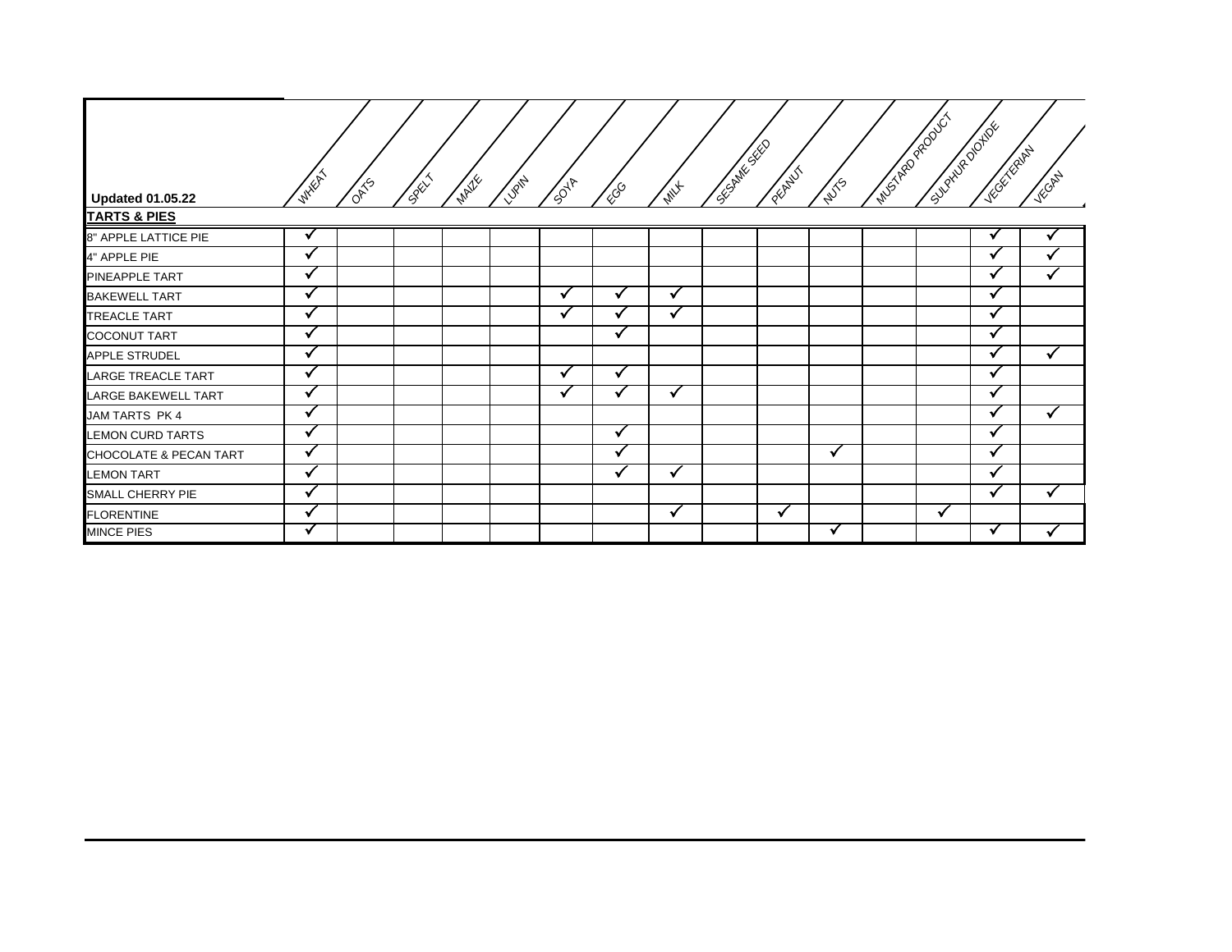| Updated 01.05.22 | WHEAT | OATS | SPELT | MAIZE | LUPIN | SOYA | EGG | MILK | SESAME SEED | PEANUT | NUTS | MUSTARD PRODUCT | SULPHUR DIOXIDE | VEGETERIAN | VEGAN |
|---|---|---|---|---|---|---|---|---|---|---|---|---|---|---|---|
| **TARTS & PIES** | | | | | | | | | | | | | | | |
| 8" APPLE LATTICE PIE | ✓ | | | | | | | | | | | | | ✓ | ✓ |
| 4" APPLE PIE | ✓ | | | | | | | | | | | | | ✓ | ✓ |
| PINEAPPLE TART | ✓ | | | | | | | | | | | | | ✓ | ✓ |
| BAKEWELL TART | ✓ | | | | | ✓ | ✓ | ✓ | | | | | | ✓ | |
| TREACLE TART | ✓ | | | | | ✓ | ✓ | ✓ | | | | | | ✓ | |
| COCONUT TART | ✓ | | | | | | ✓ | | | | | | | ✓ | |
| APPLE STRUDEL | ✓ | | | | | | | | | | | | | ✓ | ✓ |
| LARGE TREACLE TART | ✓ | | | | | ✓ | ✓ | | | | | | | ✓ | |
| LARGE BAKEWELL TART | ✓ | | | | | ✓ | ✓ | ✓ | | | | | | ✓ | |
| JAM TARTS PK 4 | ✓ | | | | | | | | | | | | | ✓ | ✓ |
| LEMON CURD TARTS | ✓ | | | | | | ✓ | | | | | | | ✓ | |
| CHOCOLATE & PECAN TART | ✓ | | | | | | ✓ | | | | ✓ | | | ✓ | |
| LEMON TART | ✓ | | | | | | ✓ | ✓ | | | | | | ✓ | |
| SMALL CHERRY PIE | ✓ | | | | | | | | | | | | | ✓ | ✓ |
| FLORENTINE | ✓ | | | | | | | ✓ | | ✓ | | | ✓ | | |
| MINCE PIES | ✓ | | | | | | | | | | ✓ | | | ✓ | ✓ |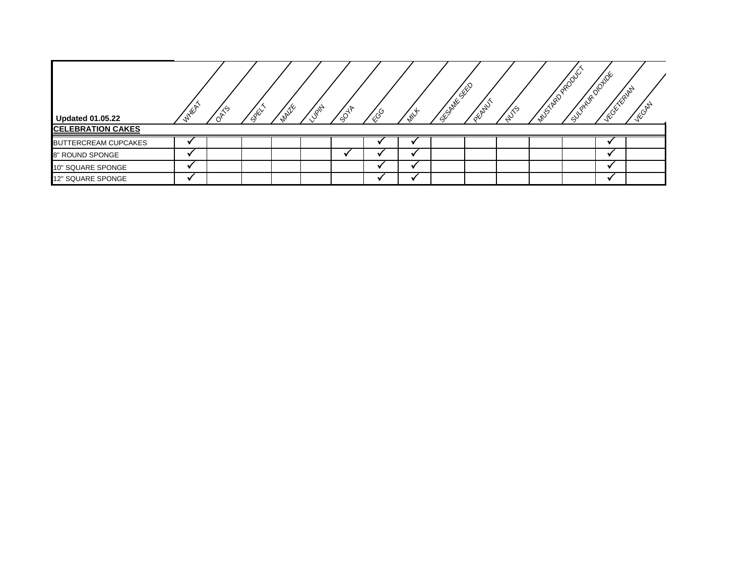| Updated 01.05.22 | WHEAT | OATS | SPELT | MAIZE | LUPIN | SOYA | EGG | MILK | SESAME SEED | PEANUT | NUTS | MUSTARD PRODUCT | SULPHUR DIOXIDE | VEGETERIAN | VEGAN |
|---|---|---|---|---|---|---|---|---|---|---|---|---|---|---|---|
| **CELEBRATION CAKES** | | | | | | | | | | | | | | | |
| BUTTERCREAM CUPCAKES | ✓ | | | | | | ✓ | ✓ | | | | | | ✓ | |
| 8" ROUND SPONGE | ✓ | | | | | ✓ | ✓ | ✓ | | | | | | ✓ | |
| 10" SQUARE SPONGE | ✓ | | | | | | ✓ | ✓ | | | | | | ✓ | |
| 12" SQUARE SPONGE | ✓ | | | | | | ✓ | ✓ | | | | | | ✓ | |